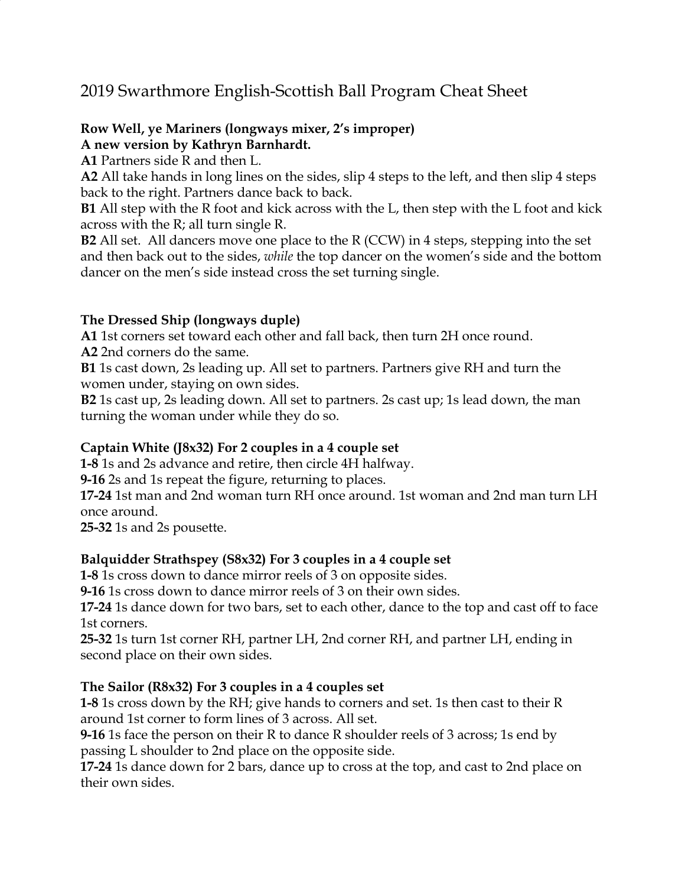# 2019 Swarthmore English-Scottish Ball Program Cheat Sheet

**Row Well, ye Mariners (longways mixer, 2's improper)**
**A new version by Kathryn Barnhardt.**

**A1** Partners side R and then L.

**A2** All take hands in long lines on the sides, slip 4 steps to the left, and then slip 4 steps back to the right. Partners dance back to back.

**B1** All step with the R foot and kick across with the L, then step with the L foot and kick across with the R; all turn single R.

**B2** All set. All dancers move one place to the R (CCW) in 4 steps, stepping into the set and then back out to the sides, *while* the top dancer on the women's side and the bottom dancer on the men's side instead cross the set turning single.

**The Dressed Ship (longways duple)**

**A1** 1st corners set toward each other and fall back, then turn 2H once round.

**A2** 2nd corners do the same.

**B1** 1s cast down, 2s leading up. All set to partners. Partners give RH and turn the women under, staying on own sides.

**B2** 1s cast up, 2s leading down. All set to partners. 2s cast up; 1s lead down, the man turning the woman under while they do so.

**Captain White (J8x32) For 2 couples in a 4 couple set**

**1-8** 1s and 2s advance and retire, then circle 4H halfway.

**9-16** 2s and 1s repeat the figure, returning to places.

**17-24** 1st man and 2nd woman turn RH once around. 1st woman and 2nd man turn LH once around.

**25-32** 1s and 2s pousette.

**Balquidder Strathspey (S8x32) For 3 couples in a 4 couple set**

**1-8** 1s cross down to dance mirror reels of 3 on opposite sides.

**9-16** 1s cross down to dance mirror reels of 3 on their own sides.

**17-24** 1s dance down for two bars, set to each other, dance to the top and cast off to face 1st corners.

**25-32** 1s turn 1st corner RH, partner LH, 2nd corner RH, and partner LH, ending in second place on their own sides.

**The Sailor (R8x32) For 3 couples in a 4 couples set**

**1-8** 1s cross down by the RH; give hands to corners and set. 1s then cast to their R around 1st corner to form lines of 3 across. All set.

**9-16** 1s face the person on their R to dance R shoulder reels of 3 across; 1s end by passing L shoulder to 2nd place on the opposite side.

**17-24** 1s dance down for 2 bars, dance up to cross at the top, and cast to 2nd place on their own sides.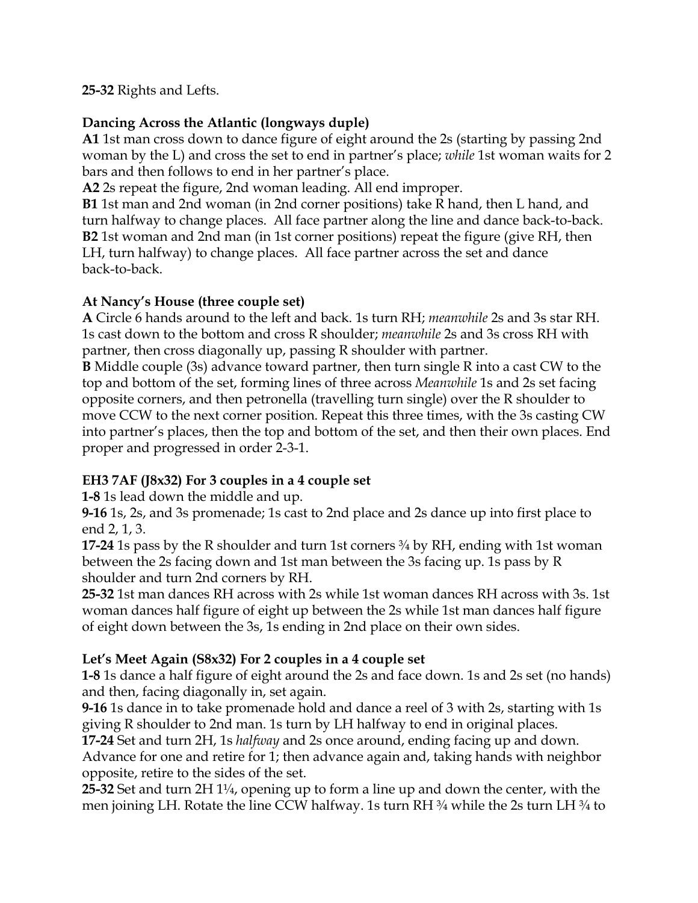**25-32** Rights and Lefts.

**Dancing Across the Atlantic (longways duple)**

**A1** 1st man cross down to dance figure of eight around the 2s (starting by passing 2nd woman by the L) and cross the set to end in partner's place; *while* 1st woman waits for 2 bars and then follows to end in her partner's place.

**A2** 2s repeat the figure, 2nd woman leading. All end improper.

**B1** 1st man and 2nd woman (in 2nd corner positions) take R hand, then L hand, and turn halfway to change places. All face partner along the line and dance back-to-back.

**B2** 1st woman and 2nd man (in 1st corner positions) repeat the figure (give RH, then LH, turn halfway) to change places. All face partner across the set and dance back-to-back.

**At Nancy's House (three couple set)**

**A** Circle 6 hands around to the left and back. 1s turn RH; *meanwhile* 2s and 3s star RH. 1s cast down to the bottom and cross R shoulder; *meanwhile* 2s and 3s cross RH with partner, then cross diagonally up, passing R shoulder with partner.

**B** Middle couple (3s) advance toward partner, then turn single R into a cast CW to the top and bottom of the set, forming lines of three across *Meanwhile* 1s and 2s set facing opposite corners, and then petronella (travelling turn single) over the R shoulder to move CCW to the next corner position. Repeat this three times, with the 3s casting CW into partner's places, then the top and bottom of the set, and then their own places. End proper and progressed in order 2-3-1.

**EH3 7AF (J8x32) For 3 couples in a 4 couple set**

**1-8** 1s lead down the middle and up.

**9-16** 1s, 2s, and 3s promenade; 1s cast to 2nd place and 2s dance up into first place to end 2, 1, 3.

**17-24** 1s pass by the R shoulder and turn 1st corners ¾ by RH, ending with 1st woman between the 2s facing down and 1st man between the 3s facing up. 1s pass by R shoulder and turn 2nd corners by RH.

**25-32** 1st man dances RH across with 2s while 1st woman dances RH across with 3s. 1st woman dances half figure of eight up between the 2s while 1st man dances half figure of eight down between the 3s, 1s ending in 2nd place on their own sides.

**Let's Meet Again (S8x32) For 2 couples in a 4 couple set**

**1-8** 1s dance a half figure of eight around the 2s and face down. 1s and 2s set (no hands) and then, facing diagonally in, set again.

**9-16** 1s dance in to take promenade hold and dance a reel of 3 with 2s, starting with 1s giving R shoulder to 2nd man. 1s turn by LH halfway to end in original places.

**17-24** Set and turn 2H, 1s *halfway* and 2s once around, ending facing up and down. Advance for one and retire for 1; then advance again and, taking hands with neighbor opposite, retire to the sides of the set.

**25-32** Set and turn 2H 1¼, opening up to form a line up and down the center, with the men joining LH. Rotate the line CCW halfway. 1s turn RH ¾ while the 2s turn LH ¾ to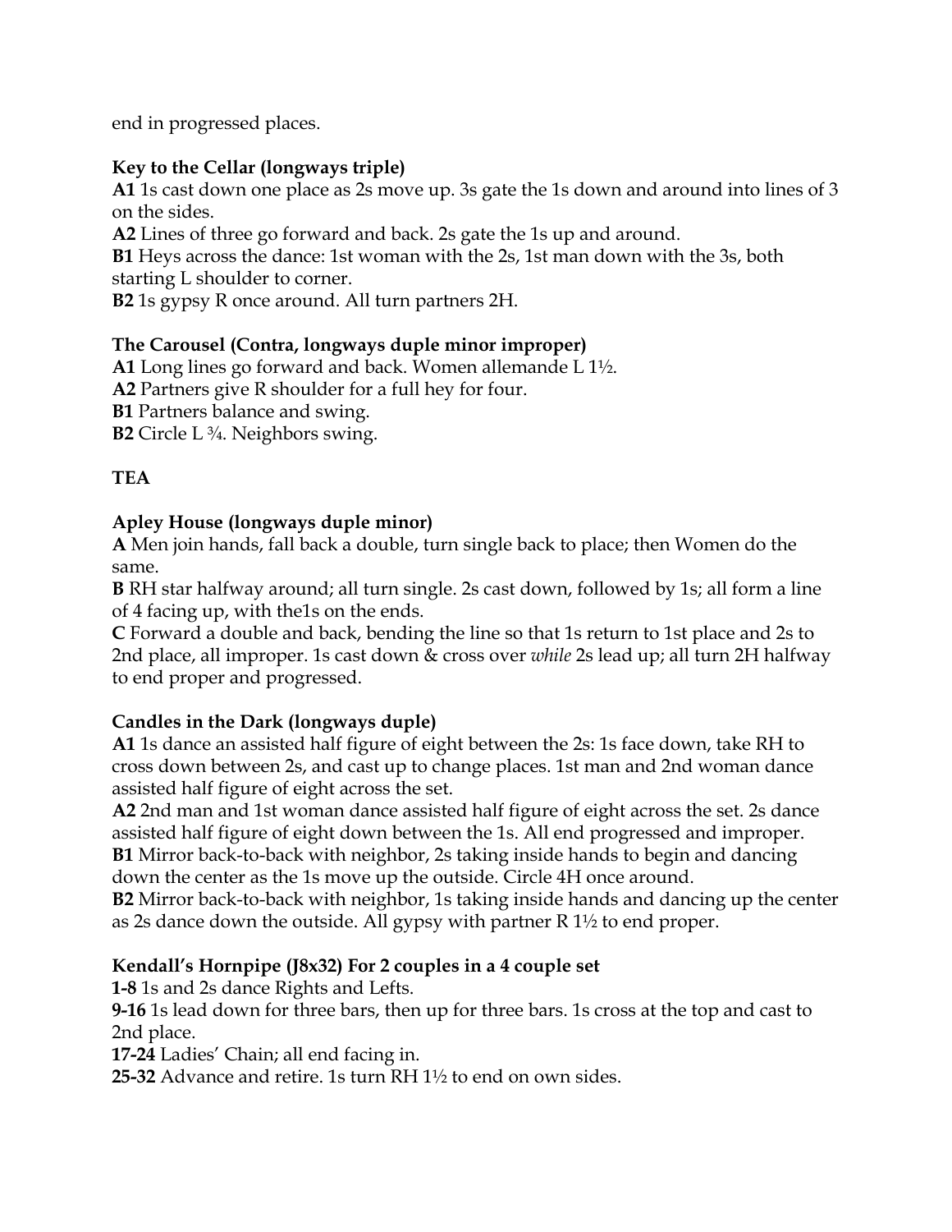end in progressed places.

**Key to the Cellar (longways triple)**
**A1** 1s cast down one place as 2s move up. 3s gate the 1s down and around into lines of 3 on the sides.
**A2** Lines of three go forward and back. 2s gate the 1s up and around.
**B1** Heys across the dance: 1st woman with the 2s, 1st man down with the 3s, both starting L shoulder to corner.
**B2** 1s gypsy R once around. All turn partners 2H.

**The Carousel (Contra, longways duple minor improper)**
**A1** Long lines go forward and back. Women allemande L 1½.
**A2** Partners give R shoulder for a full hey for four.
**B1** Partners balance and swing.
**B2** Circle L ¾. Neighbors swing.

**TEA**

**Apley House (longways duple minor)**
**A** Men join hands, fall back a double, turn single back to place; then Women do the same.
**B** RH star halfway around; all turn single. 2s cast down, followed by 1s; all form a line of 4 facing up, with the1s on the ends.
**C** Forward a double and back, bending the line so that 1s return to 1st place and 2s to 2nd place, all improper. 1s cast down & cross over *while* 2s lead up; all turn 2H halfway to end proper and progressed.

**Candles in the Dark (longways duple)**
**A1** 1s dance an assisted half figure of eight between the 2s: 1s face down, take RH to cross down between 2s, and cast up to change places. 1st man and 2nd woman dance assisted half figure of eight across the set.
**A2** 2nd man and 1st woman dance assisted half figure of eight across the set. 2s dance assisted half figure of eight down between the 1s. All end progressed and improper.
**B1** Mirror back-to-back with neighbor, 2s taking inside hands to begin and dancing down the center as the 1s move up the outside. Circle 4H once around.
**B2** Mirror back-to-back with neighbor, 1s taking inside hands and dancing up the center as 2s dance down the outside. All gypsy with partner R 1½ to end proper.

**Kendall's Hornpipe (J8x32) For 2 couples in a 4 couple set**
**1-8** 1s and 2s dance Rights and Lefts.
**9-16** 1s lead down for three bars, then up for three bars. 1s cross at the top and cast to 2nd place.
**17-24** Ladies' Chain; all end facing in.
**25-32** Advance and retire. 1s turn RH 1½ to end on own sides.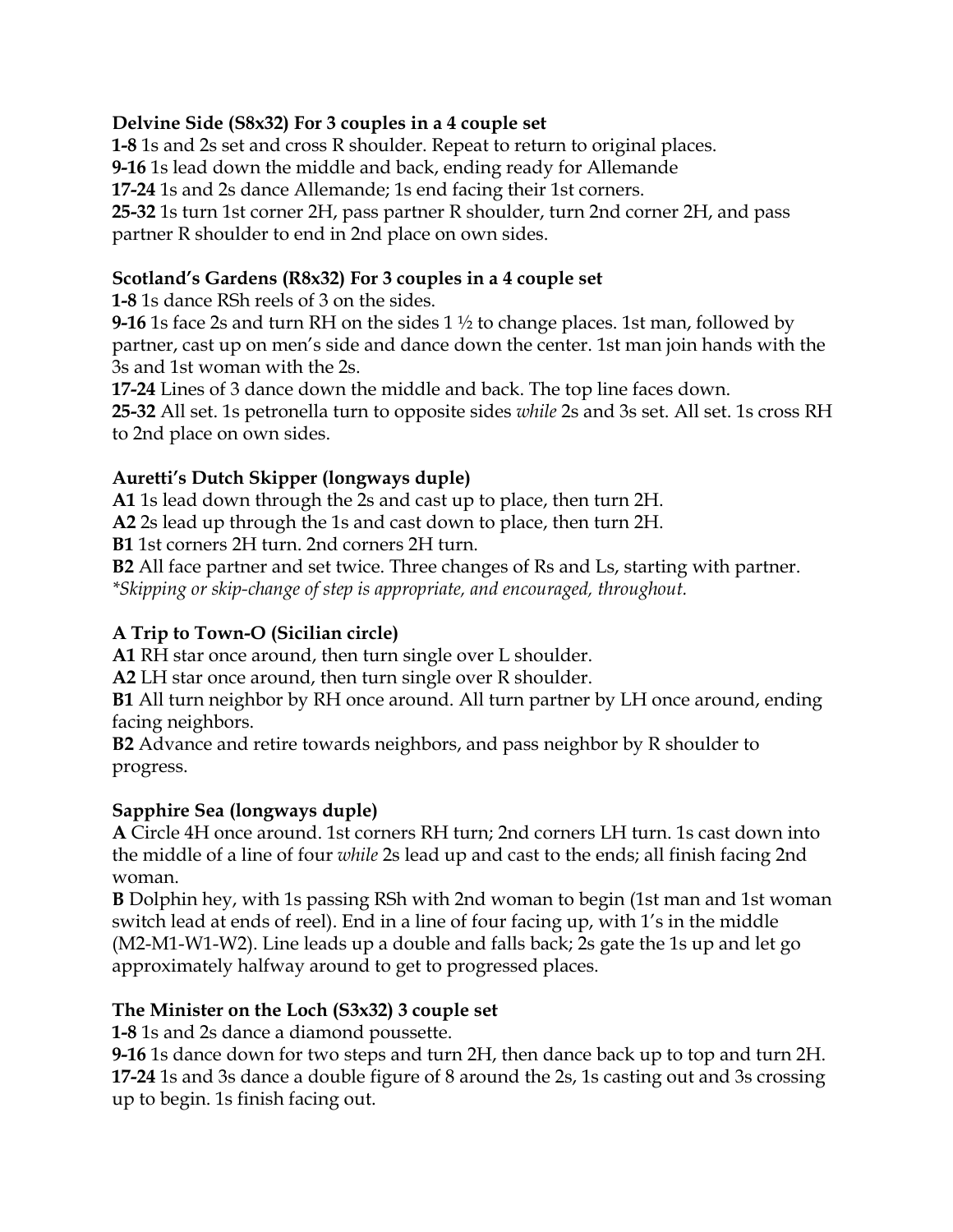**Delvine Side (S8x32) For 3 couples in a 4 couple set**
**1-8** 1s and 2s set and cross R shoulder. Repeat to return to original places.
**9-16** 1s lead down the middle and back, ending ready for Allemande
**17-24** 1s and 2s dance Allemande; 1s end facing their 1st corners.
**25-32** 1s turn 1st corner 2H, pass partner R shoulder, turn 2nd corner 2H, and pass partner R shoulder to end in 2nd place on own sides.

**Scotland's Gardens (R8x32) For 3 couples in a 4 couple set**
**1-8** 1s dance RSh reels of 3 on the sides.
**9-16** 1s face 2s and turn RH on the sides 1 ½ to change places. 1st man, followed by partner, cast up on men's side and dance down the center. 1st man join hands with the 3s and 1st woman with the 2s.
**17-24** Lines of 3 dance down the middle and back. The top line faces down.
**25-32** All set. 1s petronella turn to opposite sides *while* 2s and 3s set. All set. 1s cross RH to 2nd place on own sides.

**Auretti's Dutch Skipper (longways duple)**
**A1** 1s lead down through the 2s and cast up to place, then turn 2H.
**A2** 2s lead up through the 1s and cast down to place, then turn 2H.
**B1** 1st corners 2H turn. 2nd corners 2H turn.
**B2** All face partner and set twice. Three changes of Rs and Ls, starting with partner.
*\*Skipping or skip-change of step is appropriate, and encouraged, throughout.*

**A Trip to Town-O (Sicilian circle)**
**A1** RH star once around, then turn single over L shoulder.
**A2** LH star once around, then turn single over R shoulder.
**B1** All turn neighbor by RH once around. All turn partner by LH once around, ending facing neighbors.
**B2** Advance and retire towards neighbors, and pass neighbor by R shoulder to progress.

**Sapphire Sea (longways duple)**
**A** Circle 4H once around. 1st corners RH turn; 2nd corners LH turn. 1s cast down into the middle of a line of four *while* 2s lead up and cast to the ends; all finish facing 2nd woman.
**B** Dolphin hey, with 1s passing RSh with 2nd woman to begin (1st man and 1st woman switch lead at ends of reel). End in a line of four facing up, with 1's in the middle (M2-M1-W1-W2). Line leads up a double and falls back; 2s gate the 1s up and let go approximately halfway around to get to progressed places.

**The Minister on the Loch (S3x32) 3 couple set**
**1-8** 1s and 2s dance a diamond poussette.
**9-16** 1s dance down for two steps and turn 2H, then dance back up to top and turn 2H.
**17-24** 1s and 3s dance a double figure of 8 around the 2s, 1s casting out and 3s crossing up to begin. 1s finish facing out.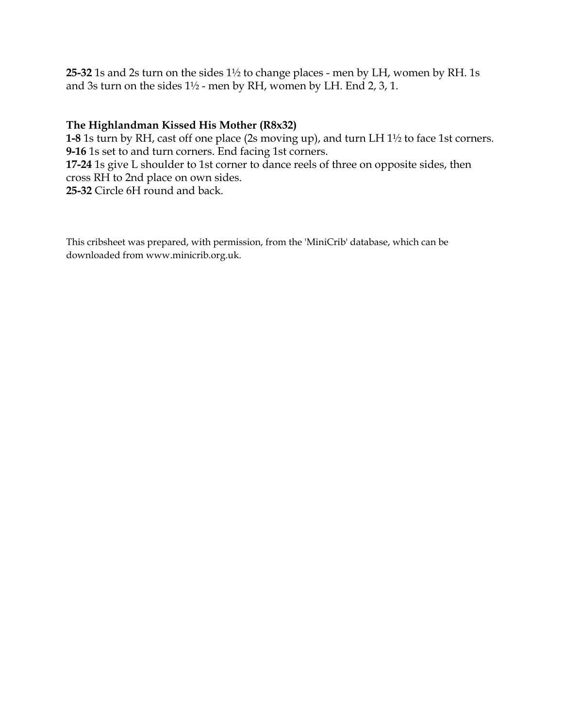**25-32** 1s and 2s turn on the sides 1½ to change places - men by LH, women by RH. 1s and 3s turn on the sides 1½ - men by RH, women by LH. End 2, 3, 1.

### The Highlandman Kissed His Mother (R8x32)

**1-8** 1s turn by RH, cast off one place (2s moving up), and turn LH 1½ to face 1st corners.
**9-16** 1s set to and turn corners. End facing 1st corners.
**17-24** 1s give L shoulder to 1st corner to dance reels of three on opposite sides, then cross RH to 2nd place on own sides.
**25-32** Circle 6H round and back.

This cribsheet was prepared, with permission, from the 'MiniCrib' database, which can be downloaded from www.minicrib.org.uk.